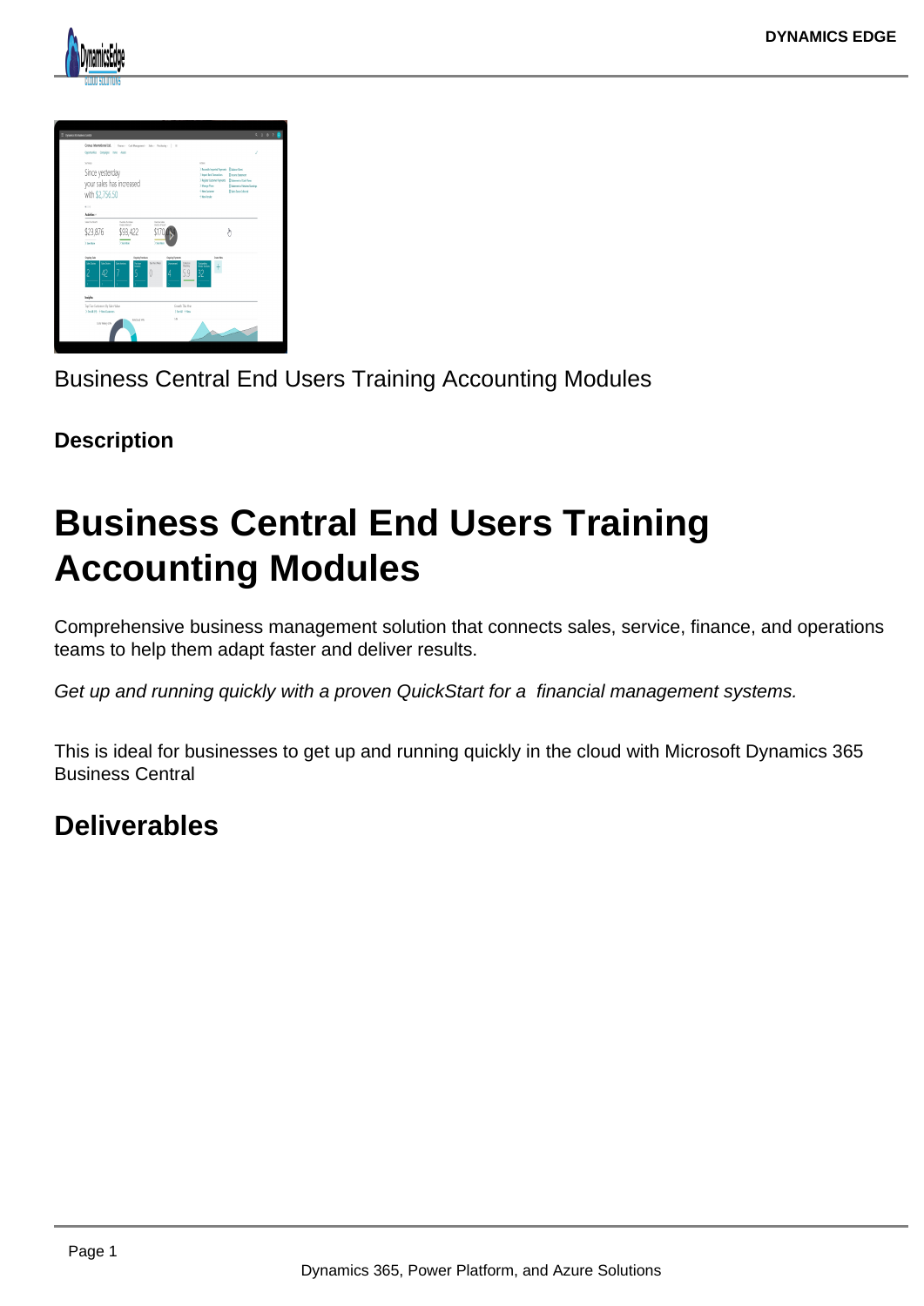Business Central End Users Training Accounting Modules

**Description**

# Business Central End Users Training Accounting Modules

Comprehensive business management solution that connects sales, service, finance, and operations teams to help them adapt faster and deliver results.

*Get up and running quickly with a proven QuickStart for a  financial management systems.*

This is ideal for businesses to get up and running quickly in the cloud with Microsoft Dynamics 365 Business Central

## Deliverables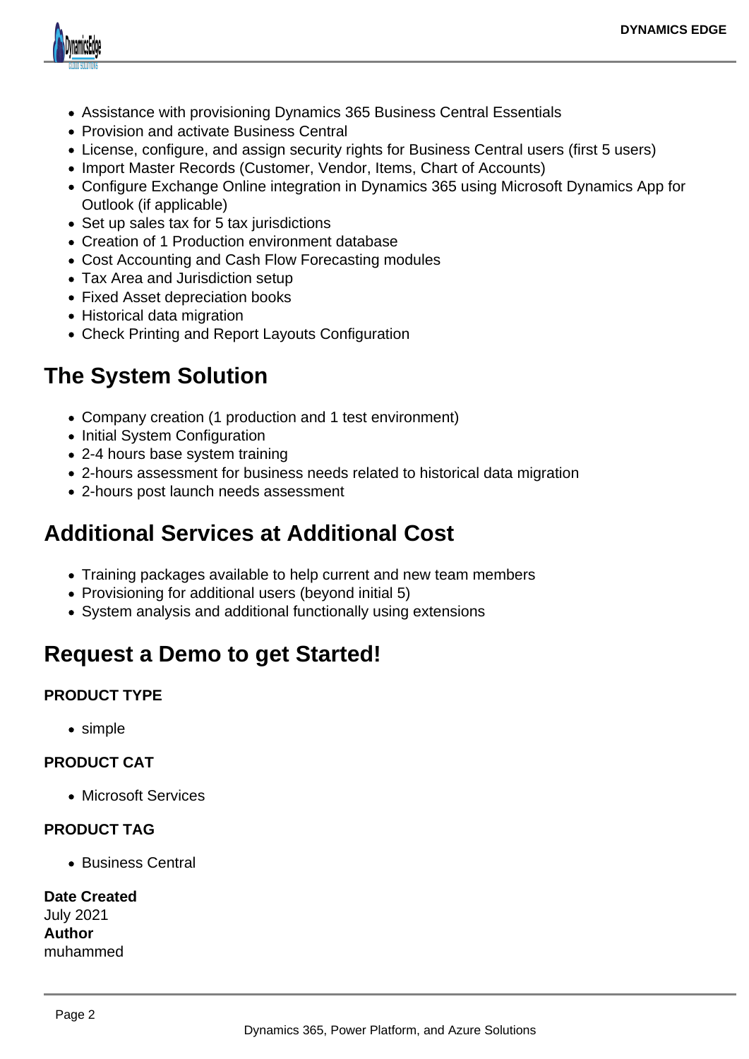- Assistance with provisioning Dynamics 365 Business Central Essentials
- Provision and activate Business Central
- License, configure, and assign security rights for Business Central users (first 5 users)
- Import Master Records (Customer, Vendor, Items, Chart of Accounts)
- Configure Exchange Online integration in Dynamics 365 using Microsoft Dynamics App for Outlook (if applicable)
- Set up sales tax for 5 tax jurisdictions
- Creation of 1 Production environment database
- Cost Accounting and Cash Flow Forecasting modules
- Tax Area and Jurisdiction setup
- Fixed Asset depreciation books
- Historical data migration
- Check Printing and Report Layouts Configuration

## The System Solution

- Company creation (1 production and 1 test environment)
- Initial System Configuration
- 2-4 hours base system training
- 2-hours assessment for business needs related to historical data migration
- 2-hours post launch needs assessment

## Additional Services at Additional Cost

- Training packages available to help current and new team members
- Provisioning for additional users (beyond initial 5)
- System analysis and additional functionally using extensions

## Request a Demo to get Started!

**PRODUCT TYPE**

- simple

**PRODUCT CAT**

- Microsoft Services

**PRODUCT TAG**

- Business Central

**Date Created**
July 2021
**Author**
muhammed